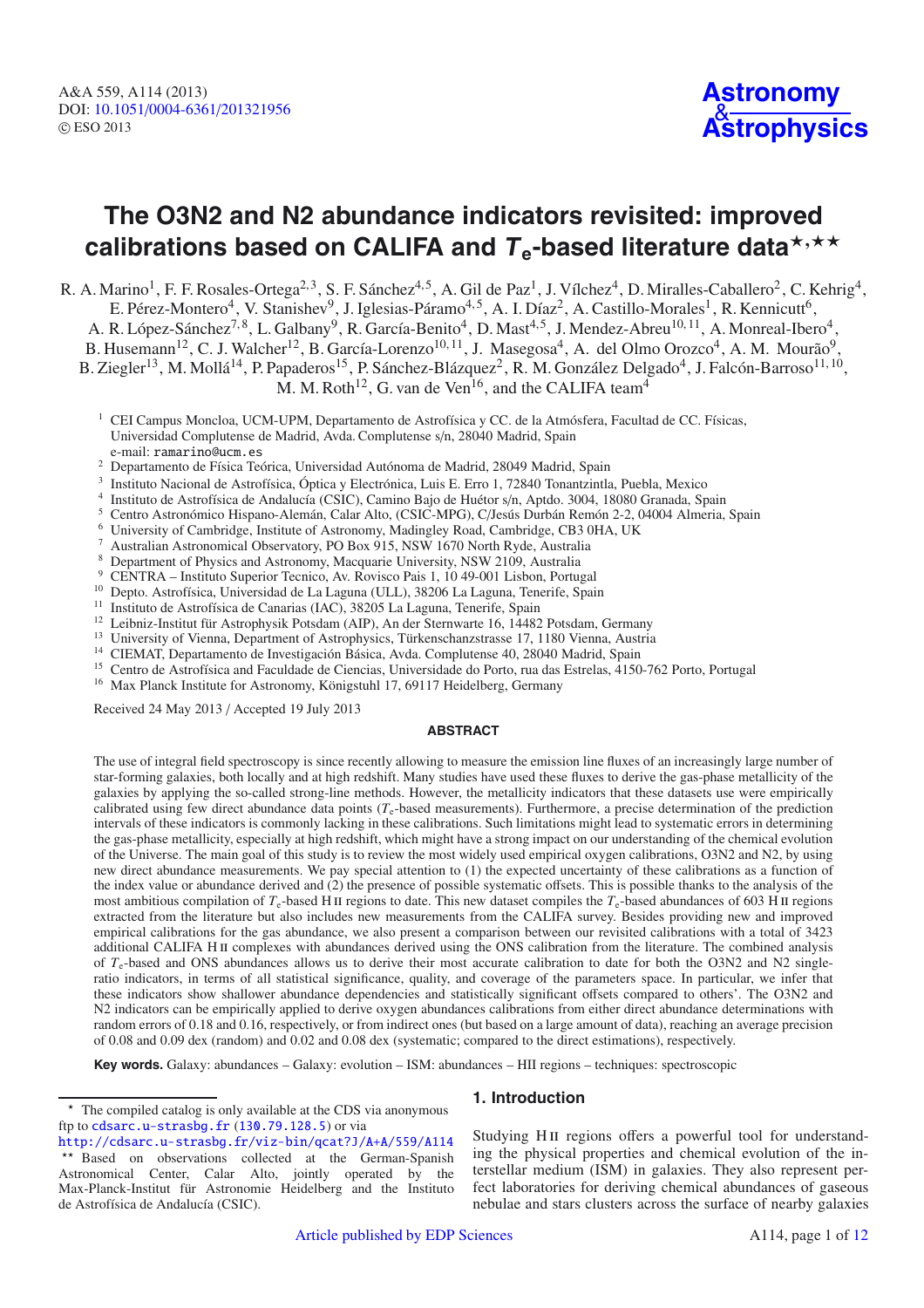# The O3N2 and N2 abundance indicators revisited: improved calibrations based on CALIFA and $T_e$-based literature data[⋆,⋆⋆]

R. A. Marino[1], F. F. Rosales-Ortega[2,3], S. F. Sánchez[4,5], A. Gil de Paz[1], J. Vílchez[4], D. Miralles-Caballero[2], C. Kehrig[4], E. Pérez-Montero[4], V. Stanishev[9], J. Iglesias-Páramo[4,5], A. I. Díaz[2], A. Castillo-Morales[1], R. Kennicutt[6], A. R. López-Sánchez[7,8], L. Galbany[9], R. García-Benito[4], D. Mast[4,5], J. Mendez-Abreu[10,11], A. Monreal-Ibero[4], B. Husemann[12], C. J. Walcher[12], B. García-Lorenzo[10,11], J. Masegosa[4], A. del Olmo Orozco[4], A. M. Mourão[9], B. Ziegler[13], M. Mollá[14], P. Papaderos[15], P. Sánchez-Blázquez[2], R. M. González Delgado[4], J. Falcón-Barroso[11,10], M. M. Roth[12], G. van de Ven[16], and the CALIFA team[4]

[1] CEI Campus Moncloa, UCM-UPM, Departamento de Astrofísica y CC. de la Atmósfera, Facultad de CC. Físicas, Universidad Complutense de Madrid, Avda. Complutense s/n, 28040 Madrid, Spain
e-mail: ramarino@ucm.es
[2] Departamento de Física Teórica, Universidad Autónoma de Madrid, 28049 Madrid, Spain
[3] Instituto Nacional de Astrofísica, Óptica y Electrónica, Luis E. Erro 1, 72840 Tonantzintla, Puebla, Mexico
[4] Instituto de Astrofísica de Andalucía (CSIC), Camino Bajo de Huétor s/n, Aptdo. 3004, 18080 Granada, Spain
[5] Centro Astronómico Hispano-Alemán, Calar Alto, (CSIC-MPG), C/Jesús Durbán Remón 2-2, 04004 Almeria, Spain
[6] University of Cambridge, Institute of Astronomy, Madingley Road, Cambridge, CB3 0HA, UK
[7] Australian Astronomical Observatory, PO Box 915, NSW 1670 North Ryde, Australia
[8] Department of Physics and Astronomy, Macquarie University, NSW 2109, Australia
[9] CENTRA – Instituto Superior Tecnico, Av. Rovisco Pais 1, 10 49-001 Lisbon, Portugal
[10] Depto. Astrofísica, Universidad de La Laguna (ULL), 38206 La Laguna, Tenerife, Spain
[11] Instituto de Astrofísica de Canarias (IAC), 38205 La Laguna, Tenerife, Spain
[12] Leibniz-Institut für Astrophysik Potsdam (AIP), An der Sternwarte 16, 14482 Potsdam, Germany
[13] University of Vienna, Department of Astrophysics, Türkenschanzstrasse 17, 1180 Vienna, Austria
[14] CIEMAT, Departamento de Investigación Básica, Avda. Complutense 40, 28040 Madrid, Spain
[15] Centro de Astrofísica and Faculdade de Ciencias, Universidade do Porto, rua das Estrelas, 4150-762 Porto, Portugal
[16] Max Planck Institute for Astronomy, Königstuhl 17, 69117 Heidelberg, Germany

Received 24 May 2013 / Accepted 19 July 2013

## ABSTRACT

The use of integral field spectroscopy is since recently allowing to measure the emission line fluxes of an increasingly large number of star-forming galaxies, both locally and at high redshift. Many studies have used these fluxes to derive the gas-phase metallicity of the galaxies by applying the so-called strong-line methods. However, the metallicity indicators that these datasets use were empirically calibrated using few direct abundance data points ($T_e$-based measurements). Furthermore, a precise determination of the prediction intervals of these indicators is commonly lacking in these calibrations. Such limitations might lead to systematic errors in determining the gas-phase metallicity, especially at high redshift, which might have a strong impact on our understanding of the chemical evolution of the Universe. The main goal of this study is to review the most widely used empirical oxygen calibrations, O3N2 and N2, by using new direct abundance measurements. We pay special attention to (1) the expected uncertainty of these calibrations as a function of the index value or abundance derived and (2) the presence of possible systematic offsets. This is possible thanks to the analysis of the most ambitious compilation of $T_e$-based H II regions to date. This new dataset compiles the $T_e$-based abundances of 603 H II regions extracted from the literature but also includes new measurements from the CALIFA survey. Besides providing new and improved empirical calibrations for the gas abundance, we also present a comparison between our revisited calibrations with a total of 3423 additional CALIFA H II complexes with abundances derived using the ONS calibration from the literature. The combined analysis of $T_e$-based and ONS abundances allows us to derive their most accurate calibration to date for both the O3N2 and N2 single-ratio indicators, in terms of all statistical significance, quality, and coverage of the parameters space. In particular, we infer that these indicators show shallower abundance dependencies and statistically significant offsets compared to others'. The O3N2 and N2 indicators can be empirically applied to derive oxygen abundances calibrations from either direct abundance determinations with random errors of 0.18 and 0.16, respectively, or from indirect ones (but based on a large amount of data), reaching an average precision of 0.08 and 0.09 dex (random) and 0.02 and 0.08 dex (systematic; compared to the direct estimations), respectively.

**Key words.** Galaxy: abundances – Galaxy: evolution – ISM: abundances – HII regions – techniques: spectroscopic

## 1. Introduction

Studying H II regions offers a powerful tool for understanding the physical properties and chemical evolution of the interstellar medium (ISM) in galaxies. They also represent perfect laboratories for deriving chemical abundances of gaseous nebulae and stars clusters across the surface of nearby galaxies

[⋆] The compiled catalog is only available at the CDS via anonymous ftp to cdsarc.u-strasbg.fr (130.79.128.5) or via http://cdsarc.u-strasbg.fr/viz-bin/qcat?J/A+A/559/A114

[⋆⋆] Based on observations collected at the German-Spanish Astronomical Center, Calar Alto, jointly operated by the Max-Planck-Institut für Astronomie Heidelberg and the Instituto de Astrofísica de Andalucía (CSIC).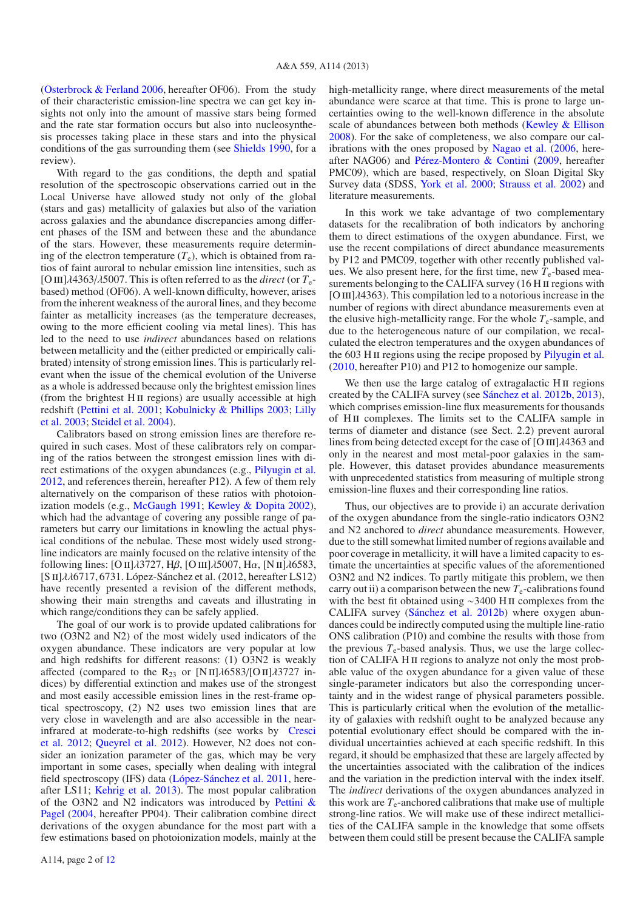(Osterbrock & Ferland 2006, hereafter OF06). From the study of their characteristic emission-line spectra we can get key insights not only into the amount of massive stars being formed and the rate star formation occurs but also into nucleosynthesis processes taking place in these stars and into the physical conditions of the gas surrounding them (see Shields 1990, for a review).

With regard to the gas conditions, the depth and spatial resolution of the spectroscopic observations carried out in the Local Universe have allowed study not only of the global (stars and gas) metallicity of galaxies but also of the variation across galaxies and the abundance discrepancies among different phases of the ISM and between these and the abundance of the stars. However, these measurements require determining of the electron temperature ($T_e$), which is obtained from ratios of faint auroral to nebular emission line intensities, such as [O III]$\lambda$4363/$\lambda$5007. This is often referred to as the *direct* (or $T_e$-based) method (OF06). A well-known difficulty, however, arises from the inherent weakness of the auroral lines, and they become fainter as metallicity increases (as the temperature decreases, owing to the more efficient cooling via metal lines). This has led to the need to use *indirect* abundances based on relations between metallicity and the (either predicted or empirically calibrated) intensity of strong emission lines. This is particularly relevant when the issue of the chemical evolution of the Universe as a whole is addressed because only the brightest emission lines (from the brightest H II regions) are usually accessible at high redshift (Pettini et al. 2001; Kobulnicky & Phillips 2003; Lilly et al. 2003; Steidel et al. 2004).

Calibrators based on strong emission lines are therefore required in such cases. Most of these calibrators rely on comparing of the ratios between the strongest emission lines with direct estimations of the oxygen abundances (e.g., Pilyugin et al. 2012, and references therein, hereafter P12). A few of them rely alternatively on the comparison of these ratios with photoionization models (e.g., McGaugh 1991; Kewley & Dopita 2002), which had the advantage of covering any possible range of parameters but carry our limitations in knowing the actual physical conditions of the nebulae. These most widely used strong-line indicators are mainly focused on the relative intensity of the following lines: [O II]$\lambda$3727, H$\beta$, [O III]$\lambda$5007, H$\alpha$, [N II]$\lambda$6583, [S II]$\lambda\lambda$6717, 6731. López-Sánchez et al. (2012, hereafter LS12) have recently presented a revision of the different methods, showing their main strengths and caveats and illustrating in which range/conditions they can be safely applied.

The goal of our work is to provide updated calibrations for two (O3N2 and N2) of the most widely used indicators of the oxygen abundance. These indicators are very popular at low and high redshifts for different reasons: (1) O3N2 is weakly affected (compared to the $R_{23}$ or [N II]$\lambda$6583/[O II]$\lambda$3727 indices) by differential extinction and makes use of the strongest and most easily accessible emission lines in the rest-frame optical spectroscopy, (2) N2 uses two emission lines that are very close in wavelength and are also accessible in the near-infrared at moderate-to-high redshifts (see works by Cresci et al. 2012; Queyrel et al. 2012). However, N2 does not consider an ionization parameter of the gas, which may be very important in some cases, specially when dealing with integral field spectroscopy (IFS) data (López-Sánchez et al. 2011, hereafter LS11; Kehrig et al. 2013). The most popular calibration of the O3N2 and N2 indicators was introduced by Pettini & Pagel (2004, hereafter PP04). Their calibration combine direct derivations of the oxygen abundance for the most part with a few estimations based on photoionization models, mainly at the high-metallicity range, where direct measurements of the metal abundance were scarce at that time. This is prone to large uncertainties owing to the well-known difference in the absolute scale of abundances between both methods (Kewley & Ellison 2008). For the sake of completeness, we also compare our calibrations with the ones proposed by Nagao et al. (2006, hereafter NAG06) and Pérez-Montero & Contini (2009, hereafter PMC09), which are based, respectively, on Sloan Digital Sky Survey data (SDSS, York et al. 2000; Strauss et al. 2002) and literature measurements.

In this work we take advantage of two complementary datasets for the recalibration of both indicators by anchoring them to direct estimations of the oxygen abundance. First, we use the recent compilations of direct abundance measurements by P12 and PMC09, together with other recently published values. We also present here, for the first time, new $T_e$-based measurements belonging to the CALIFA survey (16 H II regions with [O III]$\lambda$4363). This compilation led to a notorious increase in the number of regions with direct abundance measurements even at the elusive high-metallicity range. For the whole $T_e$-sample, and due to the heterogeneous nature of our compilation, we recalculated the electron temperatures and the oxygen abundances of the 603 H II regions using the recipe proposed by Pilyugin et al. (2010, hereafter P10) and P12 to homogenize our sample.

We then use the large catalog of extragalactic H II regions created by the CALIFA survey (see Sánchez et al. 2012b, 2013), which comprises emission-line flux measurements for thousands of H II complexes. The limits set to the CALIFA sample in terms of diameter and distance (see Sect. 2.2) prevent auroral lines from being detected except for the case of [O III]$\lambda$4363 and only in the nearest and most metal-poor galaxies in the sample. However, this dataset provides abundance measurements with unprecedented statistics from measuring of multiple strong emission-line fluxes and their corresponding line ratios.

Thus, our objectives are to provide i) an accurate derivation of the oxygen abundance from the single-ratio indicators O3N2 and N2 anchored to *direct* abundance measurements. However, due to the still somewhat limited number of regions available and poor coverage in metallicity, it will have a limited capacity to estimate the uncertainties at specific values of the aforementioned O3N2 and N2 indices. To partly mitigate this problem, we then carry out ii) a comparison between the new $T_e$-calibrations found with the best fit obtained using ~3400 H II complexes from the CALIFA survey (Sánchez et al. 2012b) where oxygen abundances could be indirectly computed using the multiple line-ratio ONS calibration (P10) and combine the results with those from the previous $T_e$-based analysis. Thus, we use the large collection of CALIFA H II regions to analyze not only the most probable value of the oxygen abundance for a given value of these single-parameter indicators but also the corresponding uncertainty and in the widest range of physical parameters possible. This is particularly critical when the evolution of the metallicity of galaxies with redshift ought to be analyzed because any potential evolutionary effect should be compared with the individual uncertainties achieved at each specific redshift. In this regard, it should be emphasized that these are largely affected by the uncertainties associated with the calibration of the indices and the variation in the prediction interval with the index itself. The *indirect* derivations of the oxygen abundances analyzed in this work are $T_e$-anchored calibrations that make use of multiple strong-line ratios. We will make use of these indirect metallicities of the CALIFA sample in the knowledge that some offsets between them could still be present because the CALIFA sample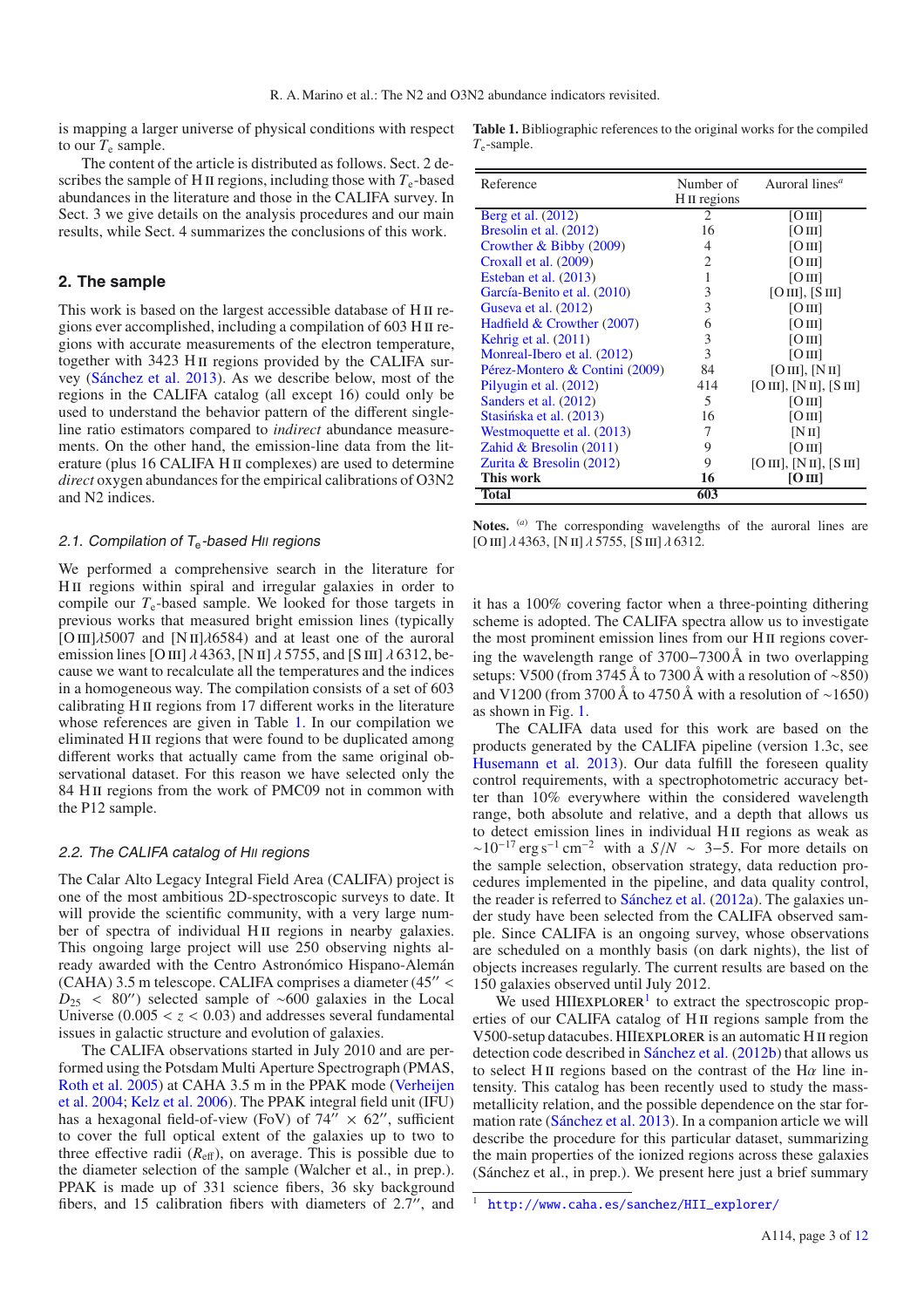is mapping a larger universe of physical conditions with respect to our $T_e$ sample.

The content of the article is distributed as follows. Sect. 2 describes the sample of H II regions, including those with $T_e$-based abundances in the literature and those in the CALIFA survey. In Sect. 3 we give details on the analysis procedures and our main results, while Sect. 4 summarizes the conclusions of this work.

## 2. The sample

This work is based on the largest accessible database of H II regions ever accomplished, including a compilation of 603 H II regions with accurate measurements of the electron temperature, together with 3423 H II regions provided by the CALIFA survey (Sánchez et al. 2013). As we describe below, most of the regions in the CALIFA catalog (all except 16) could only be used to understand the behavior pattern of the different single-line ratio estimators compared to *indirect* abundance measurements. On the other hand, the emission-line data from the literature (plus 16 CALIFA H II complexes) are used to determine *direct* oxygen abundances for the empirical calibrations of O3N2 and N2 indices.

### 2.1. Compilation of $T_e$-based HII regions

We performed a comprehensive search in the literature for H II regions within spiral and irregular galaxies in order to compile our $T_e$-based sample. We looked for those targets in previous works that measured bright emission lines (typically [O III]λ5007 and [N II]λ6584) and at least one of the auroral emission lines [O III] λ 4363, [N II] λ 5755, and [S III] λ 6312, because we want to recalculate all the temperatures and the indices in a homogeneous way. The compilation consists of a set of 603 calibrating H II regions from 17 different works in the literature whose references are given in Table 1. In our compilation we eliminated H II regions that were found to be duplicated among different works that actually came from the same original observational dataset. For this reason we have selected only the 84 H II regions from the work of PMC09 not in common with the P12 sample.

### 2.2. The CALIFA catalog of HII regions

The Calar Alto Legacy Integral Field Area (CALIFA) project is one of the most ambitious 2D-spectroscopic surveys to date. It will provide the scientific community, with a very large number of spectra of individual H II regions in nearby galaxies. This ongoing large project will use 250 observing nights already awarded with the Centro Astronómico Hispano-Alemán (CAHA) 3.5 m telescope. CALIFA comprises a diameter ($45'' < D_{25} < 80''$) selected sample of ~600 galaxies in the Local Universe ($0.005 < z < 0.03$) and addresses several fundamental issues in galactic structure and evolution of galaxies.

The CALIFA observations started in July 2010 and are performed using the Potsdam Multi Aperture Spectrograph (PMAS, Roth et al. 2005) at CAHA 3.5 m in the PPAK mode (Verheijen et al. 2004; Kelz et al. 2006). The PPAK integral field unit (IFU) has a hexagonal field-of-view (FoV) of $74'' \times 62''$, sufficient to cover the full optical extent of the galaxies up to two to three effective radii ($R_{\rm eff}$), on average. This is possible due to the diameter selection of the sample (Walcher et al., in prep.). PPAK is made up of 331 science fibers, 36 sky background fibers, and 15 calibration fibers with diameters of 2.7″, and it has a 100% covering factor when a three-pointing dithering scheme is adopted. The CALIFA spectra allow us to investigate the most prominent emission lines from our H II regions covering the wavelength range of 3700−7300 Å in two overlapping setups: V500 (from 3745 Å to 7300 Å with a resolution of ~850) and V1200 (from 3700 Å to 4750 Å with a resolution of ~1650) as shown in Fig. 1.

The CALIFA data used for this work are based on the products generated by the CALIFA pipeline (version 1.3c, see Husemann et al. 2013). Our data fulfill the foreseen quality control requirements, with a spectrophotometric accuracy better than 10% everywhere within the considered wavelength range, both absolute and relative, and a depth that allows us to detect emission lines in individual H II regions as weak as $\sim 10^{-17}$ erg s$^{-1}$ cm$^{-2}$ with a $S/N \sim 3-5$. For more details on the sample selection, observation strategy, data reduction procedures implemented in the pipeline, and data quality control, the reader is referred to Sánchez et al. (2012a). The galaxies under study have been selected from the CALIFA observed sample. Since CALIFA is an ongoing survey, whose observations are scheduled on a monthly basis (on dark nights), the list of objects increases regularly. The current results are based on the 150 galaxies observed until July 2012.

We used HIIEXPLORER[1] to extract the spectroscopic properties of our CALIFA catalog of H II regions sample from the V500-setup datacubes. HIIEXPLORER is an automatic H II region detection code described in Sánchez et al. (2012b) that allows us to select H II regions based on the contrast of the Hα line intensity. This catalog has been recently used to study the mass-metallicity relation, and the possible dependence on the star formation rate (Sánchez et al. 2013). In a companion article we will describe the procedure for this particular dataset, summarizing the main properties of the ionized regions across these galaxies (Sánchez et al., in prep.). We present here just a brief summary

**Table 1.** Bibliographic references to the original works for the compiled $T_e$-sample.

| Reference | Number of H II regions | Auroral lines[a] |
|---|---|---|
| Berg et al. (2012) | 2 | [O III] |
| Bresolin et al. (2012) | 16 | [O III] |
| Crowther & Bibby (2009) | 4 | [O III] |
| Croxall et al. (2009) | 2 | [O III] |
| Esteban et al. (2013) | 1 | [O III] |
| García-Benito et al. (2010) | 3 | [O III], [S III] |
| Guseva et al. (2012) | 3 | [O III] |
| Hadfield & Crowther (2007) | 6 | [O III] |
| Kehrig et al. (2011) | 3 | [O III] |
| Monreal-Ibero et al. (2012) | 3 | [O III] |
| Pérez-Montero & Contini (2009) | 84 | [O III], [N II] |
| Pilyugin et al. (2012) | 414 | [O III], [N II], [S III] |
| Sanders et al. (2012) | 5 | [O III] |
| Stasińska et al. (2013) | 16 | [O III] |
| Westmoquette et al. (2013) | 7 | [N II] |
| Zahid & Bresolin (2011) | 9 | [O III] |
| Zurita & Bresolin (2012) | 9 | [O III], [N II], [S III] |
| **This work** | **16** | **[O III]** |
| **Total** | **603** | |

**Notes.** [a] The corresponding wavelengths of the auroral lines are [O III] λ 4363, [N II] λ 5755, [S III] λ 6312.

[1] http://www.caha.es/sanchez/HII_explorer/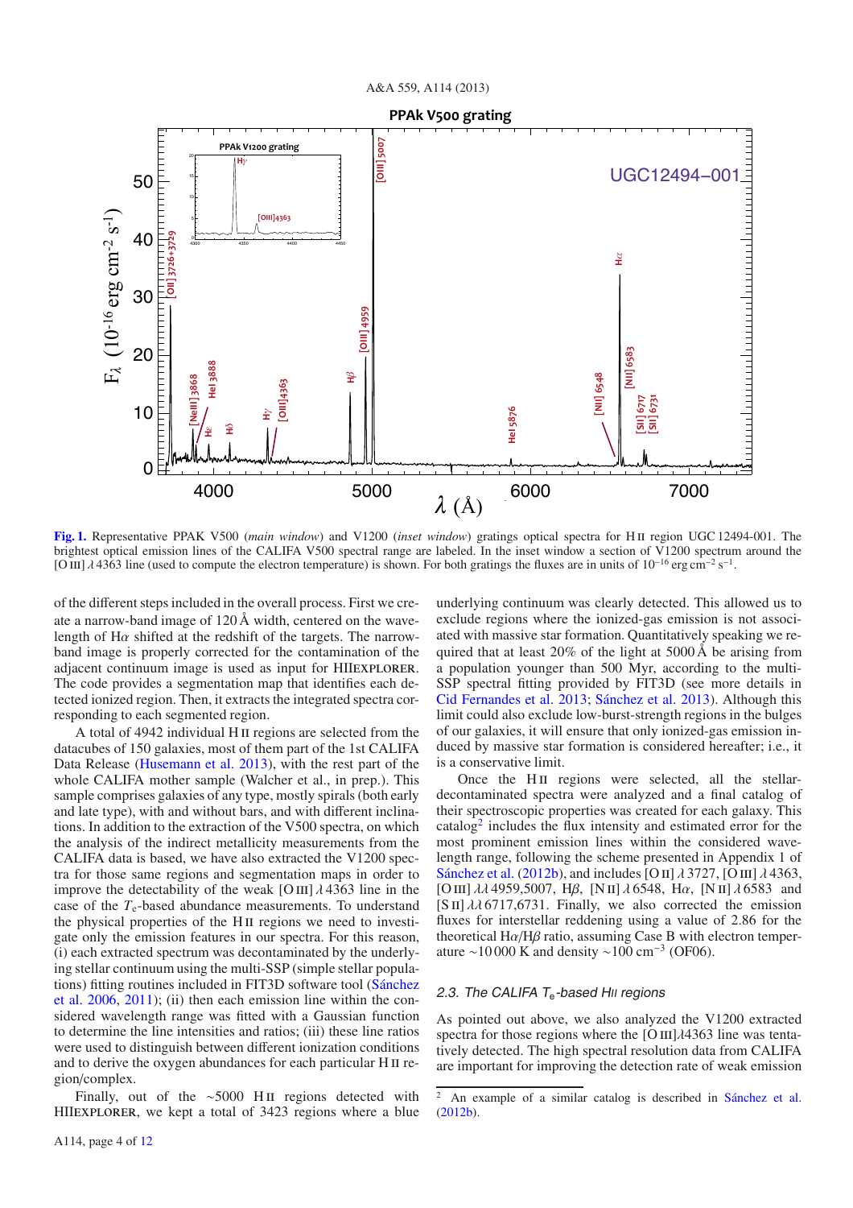**Fig. 1.** Representative PPAK V500 (*main window*) and V1200 (*inset window*) gratings optical spectra for H II region UGC 12494-001. The brightest optical emission lines of the CALIFA V500 spectral range are labeled. In the inset window a section of V1200 spectrum around the [O III] $\lambda$4363 line (used to compute the electron temperature) is shown. For both gratings the fluxes are in units of $10^{-16}$ erg cm$^{-2}$ s$^{-1}$.

of the different steps included in the overall process. First we create a narrow-band image of 120 Å width, centered on the wavelength of H$\alpha$ shifted at the redshift of the targets. The narrow-band image is properly corrected for the contamination of the adjacent continuum image is used as input for HIIEXPLORER. The code provides a segmentation map that identifies each detected ionized region. Then, it extracts the integrated spectra corresponding to each segmented region.

A total of 4942 individual H II regions are selected from the datacubes of 150 galaxies, most of them part of the 1st CALIFA Data Release (Husemann et al. 2013), with the rest part of the whole CALIFA mother sample (Walcher et al., in prep.). This sample comprises galaxies of any type, mostly spirals (both early and late type), with and without bars, and with different inclinations. In addition to the extraction of the V500 spectra, on which the analysis of the indirect metallicity measurements from the CALIFA data is based, we have also extracted the V1200 spectra for those same regions and segmentation maps in order to improve the detectability of the weak [O III] $\lambda$4363 line in the case of the $T_e$-based abundance measurements. To understand the physical properties of the H II regions we need to investigate only the emission features in our spectra. For this reason, (i) each extracted spectrum was decontaminated by the underlying stellar continuum using the multi-SSP (simple stellar populations) fitting routines included in FIT3D software tool (Sánchez et al. 2006, 2011); (ii) then each emission line within the considered wavelength range was fitted with a Gaussian function to determine the line intensities and ratios; (iii) these line ratios were used to distinguish between different ionization conditions and to derive the oxygen abundances for each particular H II region/complex.

Finally, out of the ~5000 H II regions detected with HIIEXPLORER, we kept a total of 3423 regions where a blue underlying continuum was clearly detected. This allowed us to exclude regions where the ionized-gas emission is not associated with massive star formation. Quantitatively speaking we required that at least 20% of the light at 5000 Å be arising from a population younger than 500 Myr, according to the multi-SSP spectral fitting provided by FIT3D (see more details in Cid Fernandes et al. 2013; Sánchez et al. 2013). Although this limit could also exclude low-burst-strength regions in the bulges of our galaxies, it will ensure that only ionized-gas emission induced by massive star formation is considered hereafter; i.e., it is a conservative limit.

Once the H II regions were selected, all the stellar-decontaminated spectra were analyzed and a final catalog of their spectroscopic properties was created for each galaxy. This catalog[2] includes the flux intensity and estimated error for the most prominent emission lines within the considered wavelength range, following the scheme presented in Appendix 1 of Sánchez et al. (2012b), and includes [O II] $\lambda$3727, [O III] $\lambda$4363, [O III] $\lambda\lambda$4959,5007, H$\beta$, [N II] $\lambda$6548, H$\alpha$, [N II] $\lambda$6583 and [S II] $\lambda\lambda$6717,6731. Finally, we also corrected the emission fluxes for interstellar reddening using a value of 2.86 for the theoretical H$\alpha$/H$\beta$ ratio, assuming Case B with electron temperature ~10 000 K and density ~100 cm$^{-3}$ (OF06).

### 2.3. The CALIFA $T_e$-based HII regions

As pointed out above, we also analyzed the V1200 extracted spectra for those regions where the [O III]$\lambda$4363 line was tentatively detected. The high spectral resolution data from CALIFA are important for improving the detection rate of weak emission

[2] An example of a similar catalog is described in Sánchez et al. (2012b).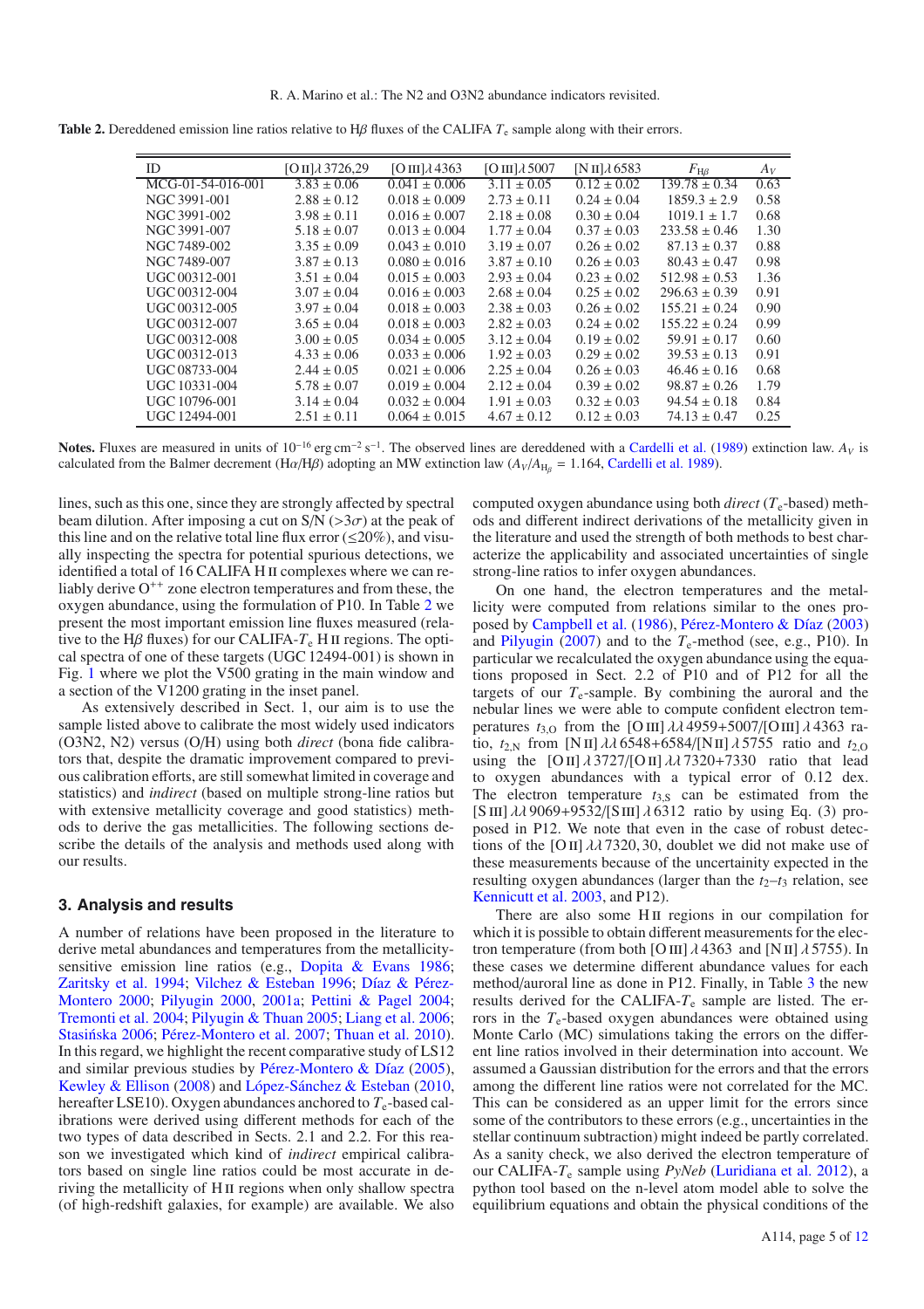**Table 2.** Dereddened emission line ratios relative to Hβ fluxes of the CALIFA $T_e$ sample along with their errors.

| ID | [O II]λ 3726,29 | [O III]λ 4363 | [O III]λ 5007 | [N II]λ 6583 | $F_{H\beta}$ | $A_V$ |
|---|---|---|---|---|---|---|
| MCG-01-54-016-001 | 3.83 ± 0.06 | 0.041 ± 0.006 | 3.11 ± 0.05 | 0.12 ± 0.02 | 139.78 ± 0.34 | 0.63 |
| NGC 3991-001 | 2.88 ± 0.12 | 0.018 ± 0.009 | 2.73 ± 0.11 | 0.24 ± 0.04 | 1859.3 ± 2.9 | 0.58 |
| NGC 3991-002 | 3.98 ± 0.11 | 0.016 ± 0.007 | 2.18 ± 0.08 | 0.30 ± 0.04 | 1019.1 ± 1.7 | 0.68 |
| NGC 3991-007 | 5.18 ± 0.07 | 0.013 ± 0.004 | 1.77 ± 0.04 | 0.37 ± 0.03 | 233.58 ± 0.46 | 1.30 |
| NGC 7489-002 | 3.35 ± 0.09 | 0.043 ± 0.010 | 3.19 ± 0.07 | 0.26 ± 0.02 | 87.13 ± 0.37 | 0.88 |
| NGC 7489-007 | 3.87 ± 0.13 | 0.080 ± 0.016 | 3.87 ± 0.10 | 0.26 ± 0.03 | 80.43 ± 0.47 | 0.98 |
| UGC 00312-001 | 3.51 ± 0.04 | 0.015 ± 0.003 | 2.93 ± 0.04 | 0.23 ± 0.02 | 512.98 ± 0.53 | 1.36 |
| UGC 00312-004 | 3.07 ± 0.04 | 0.016 ± 0.003 | 2.68 ± 0.04 | 0.25 ± 0.02 | 296.63 ± 0.39 | 0.91 |
| UGC 00312-005 | 3.97 ± 0.04 | 0.018 ± 0.003 | 2.38 ± 0.03 | 0.26 ± 0.02 | 155.21 ± 0.24 | 0.90 |
| UGC 00312-007 | 3.65 ± 0.04 | 0.018 ± 0.003 | 2.82 ± 0.03 | 0.24 ± 0.02 | 155.22 ± 0.24 | 0.99 |
| UGC 00312-008 | 3.00 ± 0.05 | 0.034 ± 0.005 | 3.12 ± 0.04 | 0.19 ± 0.02 | 59.91 ± 0.17 | 0.60 |
| UGC 00312-013 | 4.33 ± 0.06 | 0.033 ± 0.006 | 1.92 ± 0.03 | 0.29 ± 0.02 | 39.53 ± 0.13 | 0.91 |
| UGC 08733-004 | 2.44 ± 0.05 | 0.021 ± 0.006 | 2.25 ± 0.04 | 0.26 ± 0.03 | 46.46 ± 0.16 | 0.68 |
| UGC 10331-004 | 5.78 ± 0.07 | 0.019 ± 0.004 | 2.12 ± 0.04 | 0.39 ± 0.02 | 98.87 ± 0.26 | 1.79 |
| UGC 10796-001 | 3.14 ± 0.04 | 0.032 ± 0.004 | 1.91 ± 0.03 | 0.32 ± 0.03 | 94.54 ± 0.18 | 0.84 |
| UGC 12494-001 | 2.51 ± 0.11 | 0.064 ± 0.015 | 4.67 ± 0.12 | 0.12 ± 0.03 | 74.13 ± 0.47 | 0.25 |

**Notes.** Fluxes are measured in units of $10^{-16}$ erg cm$^{-2}$ s$^{-1}$. The observed lines are dereddened with a Cardelli et al. (1989) extinction law. $A_V$ is calculated from the Balmer decrement (Hα/Hβ) adopting an MW extinction law ($A_V/A_{H_\beta} = 1.164$, Cardelli et al. 1989).

lines, such as this one, since they are strongly affected by spectral beam dilution. After imposing a cut on S/N (>3σ) at the peak of this line and on the relative total line flux error (≤20%), and visually inspecting the spectra for potential spurious detections, we identified a total of 16 CALIFA H II complexes where we can reliably derive $O^{++}$ zone electron temperatures and from these, the oxygen abundance, using the formulation of P10. In Table 2 we present the most important emission line fluxes measured (relative to the Hβ fluxes) for our CALIFA-$T_e$ H II regions. The optical spectra of one of these targets (UGC 12494-001) is shown in Fig. 1 where we plot the V500 grating in the main window and a section of the V1200 grating in the inset panel.

As extensively described in Sect. 1, our aim is to use the sample listed above to calibrate the most widely used indicators (O3N2, N2) versus (O/H) using both *direct* (bona fide calibrators that, despite the dramatic improvement compared to previous calibration efforts, are still somewhat limited in coverage and statistics) and *indirect* (based on multiple strong-line ratios but with extensive metallicity coverage and good statistics) methods to derive the gas metallicities. The following sections describe the details of the analysis and methods used along with our results.

## 3. Analysis and results

A number of relations have been proposed in the literature to derive metal abundances and temperatures from the metallicity-sensitive emission line ratios (e.g., Dopita & Evans 1986; Zaritsky et al. 1994; Vilchez & Esteban 1996; Díaz & Pérez-Montero 2000; Pilyugin 2000, 2001a; Pettini & Pagel 2004; Tremonti et al. 2004; Pilyugin & Thuan 2005; Liang et al. 2006; Stasińska 2006; Pérez-Montero et al. 2007; Thuan et al. 2010). In this regard, we highlight the recent comparative study of LS12 and similar previous studies by Pérez-Montero & Díaz (2005), Kewley & Ellison (2008) and López-Sánchez & Esteban (2010, hereafter LSE10). Oxygen abundances anchored to $T_e$-based calibrations were derived using different methods for each of the two types of data described in Sects. 2.1 and 2.2. For this reason we investigated which kind of *indirect* empirical calibrators based on single line ratios could be most accurate in deriving the metallicity of H II regions when only shallow spectra (of high-redshift galaxies, for example) are available. We also computed oxygen abundance using both *direct* ($T_e$-based) methods and different indirect derivations of the metallicity given in the literature and used the strength of both methods to best characterize the applicability and associated uncertainties of single strong-line ratios to infer oxygen abundances.

On one hand, the electron temperatures and the metallicity were computed from relations similar to the ones proposed by Campbell et al. (1986), Pérez-Montero & Díaz (2003) and Pilyugin (2007) and to the $T_e$-method (see, e.g., P10). In particular we recalculated the oxygen abundance using the equations proposed in Sect. 2.2 of P10 and of P12 for all the targets of our $T_e$-sample. By combining the auroral and the nebular lines we were able to compute confident electron temperatures $t_{3,O}$ from the [O III] λλ 4959+5007/[O III] λ 4363 ratio, $t_{2,N}$ from [N II] λλ 6548+6584/[N II] λ 5755 ratio and $t_{2,O}$ using the [O II] λ 3727/[O II] λλ 7320+7330 ratio that lead to oxygen abundances with a typical error of 0.12 dex. The electron temperature $t_{3,S}$ can be estimated from the [S III] λλ 9069+9532/[S III] λ 6312 ratio by using Eq. (3) proposed in P12. We note that even in the case of robust detections of the [O II] λλ 7320, 30, doublet we did not make use of these measurements because of the uncertainty expected in the resulting oxygen abundances (larger than the $t_2$–$t_3$ relation, see Kennicutt et al. 2003, and P12).

There are also some H II regions in our compilation for which it is possible to obtain different measurements for the electron temperature (from both [O III] λ 4363 and [N II] λ 5755). In these cases we determine different abundance values for each method/auroral line as done in P12. Finally, in Table 3 the new results derived for the CALIFA-$T_e$ sample are listed. The errors in the $T_e$-based oxygen abundances were obtained using Monte Carlo (MC) simulations taking the errors on the different line ratios involved in their determination into account. We assumed a Gaussian distribution for the errors and that the errors among the different line ratios were not correlated for the MC. This can be considered as an upper limit for the errors since some of the contributors to these errors (e.g., uncertainties in the stellar continuum subtraction) might indeed be partly correlated. As a sanity check, we also derived the electron temperature of our CALIFA-$T_e$ sample using *PyNeb* (Luridiana et al. 2012), a python tool based on the n-level atom model able to solve the equilibrium equations and obtain the physical conditions of the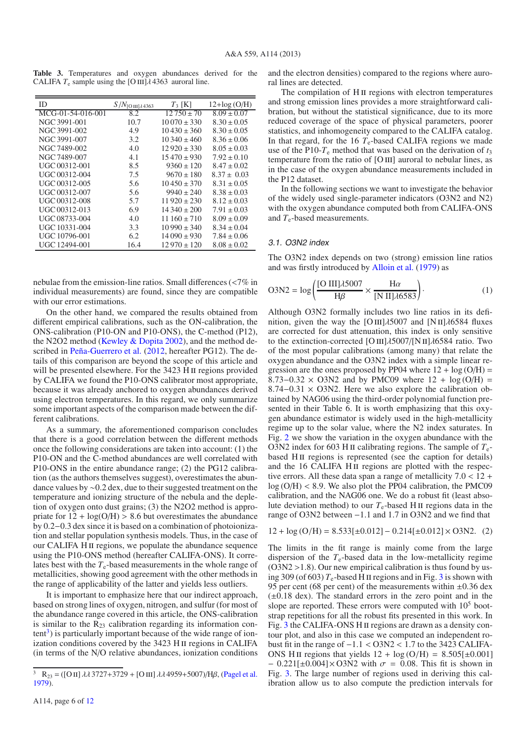**Table 3.** Temperatures and oxygen abundances derived for the CALIFA $T_e$ sample using the [O III]$\lambda$4363 auroral line.

| ID | $S/N_{[\rm O\,III]\lambda4363}$ | $T_3$ [K] | 12+log (O/H) |
|---|---|---|---|
| MCG-01-54-016-001 | 8.2 | 12 750 ± 70 | 8.09 ± 0.07 |
| NGC 3991-001 | 10.7 | 10 070 ± 330 | 8.30 ± 0.05 |
| NGC 3991-002 | 4.9 | 10 430 ± 360 | 8.30 ± 0.05 |
| NGC 3991-007 | 3.2 | 10 340 ± 460 | 8.36 ± 0.06 |
| NGC 7489-002 | 4.0 | 12 920 ± 330 | 8.05 ± 0.03 |
| NGC 7489-007 | 4.1 | 15 470 ± 930 | 7.92 ± 0.10 |
| UGC 00312-001 | 8.5 | 9360 ± 120 | 8.47 ± 0.02 |
| UGC 00312-004 | 7.5 | 9670 ± 180 | 8.37 ± 0.03 |
| UGC 00312-005 | 5.6 | 10 450 ± 370 | 8.31 ± 0.05 |
| UGC 00312-007 | 5.6 | 9940 ± 240 | 8.38 ± 0.03 |
| UGC 00312-008 | 5.7 | 11 920 ± 230 | 8.12 ± 0.03 |
| UGC 00312-013 | 6.9 | 14 340 ± 200 | 7.91 ± 0.03 |
| UGC 08733-004 | 4.0 | 11 160 ± 710 | 8.09 ± 0.09 |
| UGC 10331-004 | 3.3 | 10 990 ± 340 | 8.34 ± 0.04 |
| UGC 10796-001 | 6.2 | 14 090 ± 930 | 7.84 ± 0.06 |
| UGC 12494-001 | 16.4 | 12 970 ± 120 | 8.08 ± 0.02 |

nebulae from the emission-line ratios. Small differences (<7% in individual measurements) are found, since they are compatible with our error estimations.

On the other hand, we compared the results obtained from different empirical calibrations, such as the ON-calibration, the ONS-calibration (P10-ON and P10-ONS), the C-method (P12), the N2O2 method (Kewley & Dopita 2002), and the method described in Peña-Guerrero et al. (2012, hereafter PG12). The details of this comparison are beyond the scope of this article and will be presented elsewhere. For the 3423 H II regions provided by CALIFA we found the P10-ONS calibrator most appropriate, because it was already anchored to oxygen abundances derived using electron temperatures. In this regard, we only summarize some important aspects of the comparison made between the different calibrations.

As a summary, the aforementioned comparison concludes that there is a good correlation between the different methods once the following considerations are taken into account: (1) the P10-ON and the C-method abundances are well correlated with P10-ONS in the entire abundance range; (2) the PG12 calibration (as the authors themselves suggest), overestimates the abundance values by ~0.2 dex, due to their suggested treatment on the temperature and ionizing structure of the nebula and the depletion of oxygen onto dust grains; (3) the N2O2 method is appropriate for 12 + log(O/H) > 8.6 but overestimates the abundance by 0.2−0.3 dex since it is based on a combination of photoionization and stellar population synthesis models. Thus, in the case of our CALIFA H II regions, we populate the abundance sequence using the P10-ONS method (hereafter CALIFA-ONS). It correlates best with the $T_e$-based measurements in the whole range of metallicities, showing good agreement with the other methods in the range of applicability of the latter and yields less outliers.

It is important to emphasize here that our indirect approach, based on strong lines of oxygen, nitrogen, and sulfur (for most of the abundance range covered in this article, the ONS-calibration is similar to the $R_{23}$ calibration regarding its information content[3]) is particularly important because of the wide range of ionization conditions covered by the 3423 H II regions in CALIFA (in terms of the N/O relative abundances, ionization conditions and the electron densities) compared to the regions where auroral lines are detected.

The compilation of H II regions with electron temperatures and strong emission lines provides a more straightforward calibration, but without the statistical significance, due to its more reduced coverage of the space of physical parameters, poorer statistics, and inhomogeneity compared to the CALIFA catalog. In that regard, for the 16 $T_e$-based CALIFA regions we made use of the P10-$T_e$ method that was based on the derivation of $t_3$ temperature from the ratio of [O III] auroral to nebular lines, as in the case of the oxygen abundance measurements included in the P12 dataset.

In the following sections we want to investigate the behavior of the widely used single-parameter indicators (O3N2 and N2) with the oxygen abundance computed both from CALIFA-ONS and $T_e$-based measurements.

### 3.1. O3N2 index

The O3N2 index depends on two (strong) emission line ratios and was firstly introduced by Alloin et al. (1979) as

$$\mathrm{O3N2} = \log\left(\frac{[\mathrm{O\ III}]\lambda5007}{\mathrm{H}\beta} \times \frac{\mathrm{H}\alpha}{[\mathrm{N\ II}]\lambda6583}\right). \quad (1)$$

Although O3N2 formally includes two line ratios in its definition, given the way the [O III]$\lambda$5007 and [N II]$\lambda$6584 fluxes are corrected for dust attenuation, this index is only sensitive to the extinction-corrected [O III]$\lambda$5007/[N II]$\lambda$6584 ratio. Two of the most popular calibrations (among many) that relate the oxygen abundance and the O3N2 index with a simple linear regression are the ones proposed by PP04 where 12 + log (O/H) = 8.73−0.32 × O3N2 and by PMC09 where 12 + log (O/H) = 8.74−0.31 × O3N2. Here we also explore the calibration obtained by NAG06 using the third-order polynomial function presented in their Table 6. It is worth emphasizing that this oxygen abundance estimator is widely used in the high-metallicity regime up to the solar value, where the N2 index saturates. In Fig. 2 we show the variation in the oxygen abundance with the O3N2 index for 603 H II calibrating regions. The sample of $T_e$-based H II regions is represented (see the caption for details) and the 16 CALIFA H II regions are plotted with the respective errors. All these data span a range of metallicity 7.0 < 12 + log (O/H) < 8.9. We also plot the PP04 calibration, the PMC09 calibration, and the NAG06 one. We do a robust fit (least absolute deviation method) to our $T_e$-based H II regions data in the range of O3N2 between −1.1 and 1.7 in O3N2 and we find that

$$12 + \log(\mathrm{O/H}) = 8.533[\pm0.012] - 0.214[\pm0.012] \times \mathrm{O3N2}. \quad (2)$$

The limits in the fit range is mainly come from the large dispersion of the $T_e$-based data in the low-metallicity regime (O3N2 >1.8). Our new empirical calibration is thus found by using 309 (of 603) $T_e$-based H II regions and in Fig. 3 is shown with 95 per cent (68 per cent) of the measurements within ±0.36 dex (±0.18 dex). The standard errors in the zero point and in the slope are reported. These errors were computed with $10^5$ bootstrap repetitions for all the robust fits presented in this work. In Fig. 3 the CALIFA-ONS H II regions are drawn as a density contour plot, and also in this case we computed an independent robust fit in the range of −1.1 < O3N2 < 1.7 to the 3423 CALIFA-ONS H II regions that yields 12 + log (O/H) = 8.505[±0.001] − 0.221[±0.004]× O3N2 with $\sigma$ = 0.08. This fit is shown in Fig. 3. The large number of regions used in deriving this calibration allow us to also compute the prediction intervals for

[3] $R_{23}$ = ([O II] $\lambda\lambda$3727+3729 + [O III] $\lambda\lambda$4959+5007)/H$\beta$, (Pagel et al. 1979).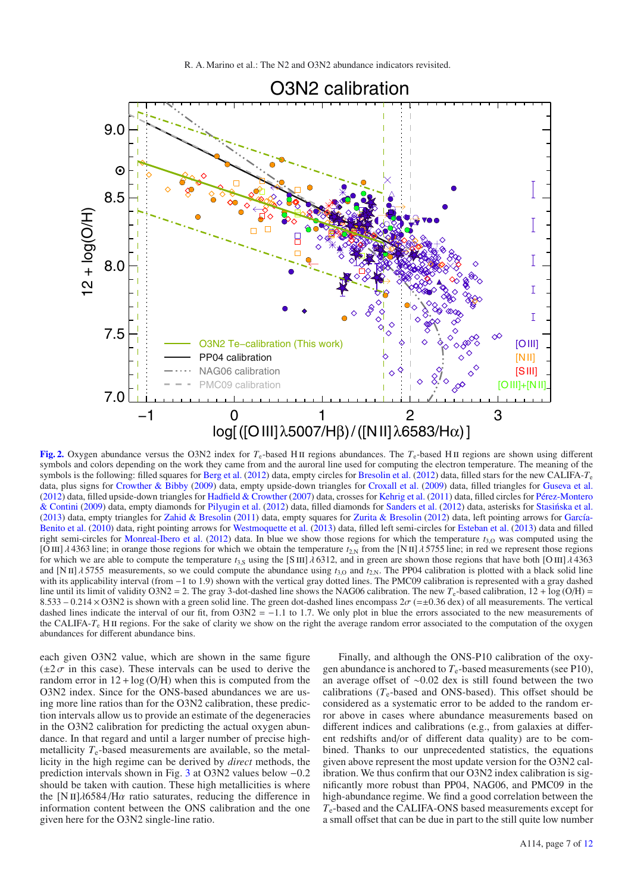**Fig. 2.** Oxygen abundance versus the O3N2 index for $T_e$-based H II regions abundances. The $T_e$-based H II regions are shown using different symbols and colors depending on the work they came from and the auroral line used for computing the electron temperature. The meaning of the symbols is the following: filled squares for Berg et al. (2012) data, empty circles for Bresolin et al. (2012) data, filled stars for the new CALIFA-$T_e$ data, plus signs for Crowther & Bibby (2009) data, empty upside-down triangles for Croxall et al. (2009) data, filled triangles for Guseva et al. (2012) data, filled upside-down triangles for Hadfield & Crowther (2007) data, crosses for Kehrig et al. (2011) data, filled circles for Pérez-Montero & Contini (2009) data, empty diamonds for Pilyugin et al. (2012) data, filled diamonds for Sanders et al. (2012) data, asterisks for Stasińska et al. (2013) data, empty triangles for Zahid & Bresolin (2011) data, empty squares for Zurita & Bresolin (2012) data, left pointing arrows for García-Benito et al. (2010) data, right pointing arrows for Westmoquette et al. (2013) data, filled left semi-circles for Esteban et al. (2013) data and filled right semi-circles for Monreal-Ibero et al. (2012) data. In blue we show those regions for which the temperature $t_{3,O}$ was computed using the [O III] $\lambda$4363 line; in orange those regions for which we obtain the temperature $t_{2,N}$ from the [N II] $\lambda$5755 line; in red we represent those regions for which we are able to compute the temperature $t_{3,S}$ using the [S III] $\lambda$6312, and in green are shown those regions that have both [O III] $\lambda$4363 and [N II] $\lambda$5755 measurements, so we could compute the abundance using $t_{3,O}$ and $t_{2,N}$. The PP04 calibration is plotted with a black solid line with its applicability interval (from −1 to 1.9) shown with the vertical gray dotted lines. The PMC09 calibration is represented with a gray dashed line until its limit of validity O3N2 = 2. The gray 3-dot-dashed line shows the NAG06 calibration. The new $T_e$-based calibration, $12 + \log(\mathrm{O/H}) = 8.533 - 0.214 \times \mathrm{O3N2}$ is shown with a green solid line. The green dot-dashed lines encompass $2\sigma$ ($=\pm 0.36$ dex) of all measurements. The vertical dashed lines indicate the interval of our fit, from O3N2 = −1.1 to 1.7. We only plot in blue the errors associated to the new measurements of the CALIFA-$T_e$ H II regions. For the sake of clarity we show on the right the average random error associated to the computation of the oxygen abundances for different abundance bins.

each given O3N2 value, which are shown in the same figure ($\pm 2\sigma$ in this case). These intervals can be used to derive the random error in $12 + \log(\mathrm{O/H})$ when this is computed from the O3N2 index. Since for the ONS-based abundances we are using more line ratios than for the O3N2 calibration, these prediction intervals allow us to provide an estimate of the degeneracies in the O3N2 calibration for predicting the actual oxygen abundance. In that regard and until a larger number of precise high-metallicity $T_e$-based measurements are available, so the metallicity in the high regime can be derived by *direct* methods, the prediction intervals shown in Fig. 3 at O3N2 values below −0.2 should be taken with caution. These high metallicities is where the [N II]$\lambda$6584/H$\alpha$ ratio saturates, reducing the difference in information content between the ONS calibration and the one given here for the O3N2 single-line ratio.

Finally, and although the ONS-P10 calibration of the oxygen abundance is anchored to $T_e$-based measurements (see P10), an average offset of ∼0.02 dex is still found between the two calibrations ($T_e$-based and ONS-based). This offset should be considered as a systematic error to be added to the random error above in cases where abundance measurements based on different indices and calibrations (e.g., from galaxies at different redshifts and/or of different data quality) are to be combined. Thanks to our unprecedented statistics, the equations given above represent the most update version for the O3N2 calibration. We thus confirm that our O3N2 index calibration is significantly more robust than PP04, NAG06, and PMC09 in the high-abundance regime. We find a good correlation between the $T_e$-based and the CALIFA-ONS based measurements except for a small offset that can be due in part to the still quite low number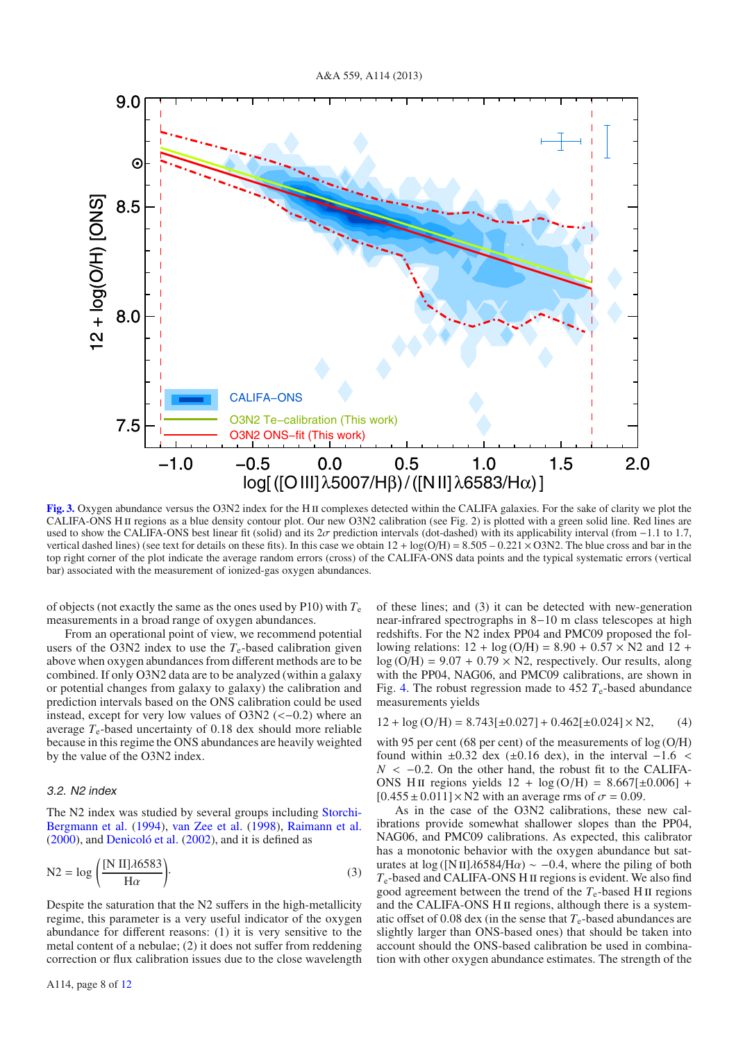**Fig. 3.** Oxygen abundance versus the O3N2 index for the H II complexes detected within the CALIFA galaxies. For the sake of clarity we plot the CALIFA-ONS H II regions as a blue density contour plot. Our new O3N2 calibration (see Fig. 2) is plotted with a green solid line. Red lines are used to show the CALIFA-ONS best linear fit (solid) and its $2\sigma$ prediction intervals (dot-dashed) with its applicability interval (from −1.1 to 1.7, vertical dashed lines) (see text for details on these fits). In this case we obtain 12 + log(O/H) = 8.505 – 0.221 × O3N2. The blue cross and bar in the top right corner of the plot indicate the average random errors (cross) of the CALIFA-ONS data points and the typical systematic errors (vertical bar) associated with the measurement of ionized-gas oxygen abundances.

of objects (not exactly the same as the ones used by P10) with $T_e$ measurements in a broad range of oxygen abundances.

From an operational point of view, we recommend potential users of the O3N2 index to use the $T_e$-based calibration given above when oxygen abundances from different methods are to be combined. If only O3N2 data are to be analyzed (within a galaxy or potential changes from galaxy to galaxy) the calibration and prediction intervals based on the ONS calibration could be used instead, except for very low values of O3N2 (<−0.2) where an average $T_e$-based uncertainty of 0.18 dex should more reliable because in this regime the ONS abundances are heavily weighted by the value of the O3N2 index.

### 3.2. N2 index

The N2 index was studied by several groups including Storchi-Bergmann et al. (1994), van Zee et al. (1998), Raimann et al. (2000), and Denicoló et al. (2002), and it is defined as

$$\mathrm{N2} = \log\left(\frac{[\mathrm{N\,II}]\lambda6583}{\mathrm{H}\alpha}\right). \tag{3}$$

Despite the saturation that the N2 suffers in the high-metallicity regime, this parameter is a very useful indicator of the oxygen abundance for different reasons: (1) it is very sensitive to the metal content of a nebulae; (2) it does not suffer from reddening correction or flux calibration issues due to the close wavelength of these lines; and (3) it can be detected with new-generation near-infrared spectrographs in 8−10 m class telescopes at high redshifts. For the N2 index PP04 and PMC09 proposed the following relations: 12 + log (O/H) = 8.90 + 0.57 × N2 and 12 + log (O/H) = 9.07 + 0.79 × N2, respectively. Our results, along with the PP04, NAG06, and PMC09 calibrations, are shown in Fig. 4. The robust regression made to 452 $T_e$-based abundance measurements yields

$$12 + \log(\mathrm{O/H}) = 8.743[\pm0.027] + 0.462[\pm0.024] \times \mathrm{N2}, \tag{4}$$

with 95 per cent (68 per cent) of the measurements of log (O/H) found within ±0.32 dex (±0.16 dex), in the interval $-1.6 < N < -0.2$. On the other hand, the robust fit to the CALIFA-ONS H II regions yields 12 + log (O/H) = 8.667[±0.006] + [0.455 ± 0.011] × N2 with an average rms of $\sigma$ = 0.09.

As in the case of the O3N2 calibrations, these new calibrations provide somewhat shallower slopes than the PP04, NAG06, and PMC09 calibrations. As expected, this calibrator has a monotonic behavior with the oxygen abundance but saturates at log ([N II]λ6584/Hα) ∼ −0.4, where the piling of both $T_e$-based and CALIFA-ONS H II regions is evident. We also find good agreement between the trend of the $T_e$-based H II regions and the CALIFA-ONS H II regions, although there is a systematic offset of 0.08 dex (in the sense that $T_e$-based abundances are slightly larger than ONS-based ones) that should be taken into account should the ONS-based calibration be used in combination with other oxygen abundance estimates. The strength of the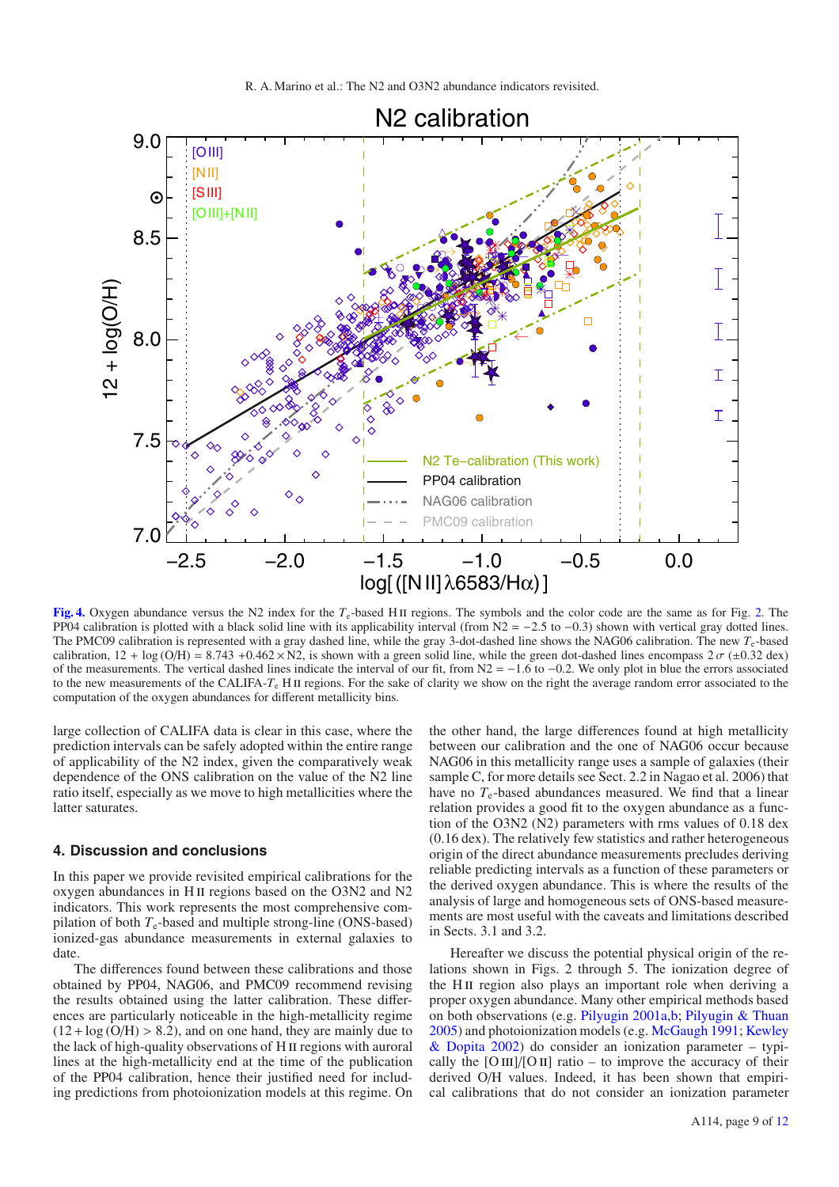**Fig. 4.** Oxygen abundance versus the N2 index for the $T_e$-based H II regions. The symbols and the color code are the same as for Fig. 2. The PP04 calibration is plotted with a black solid line with its applicability interval (from N2 = −2.5 to −0.3) shown with vertical gray dotted lines. The PMC09 calibration is represented with a gray dashed line, while the gray 3-dot-dashed line shows the NAG06 calibration. The new $T_e$-based calibration, $12 + \log(O/H) = 8.743 + 0.462 \times N2$, is shown with a green solid line, while the green dot-dashed lines encompass $2\,\sigma$ (±0.32 dex) of the measurements. The vertical dashed lines indicate the interval of our fit, from N2 = −1.6 to −0.2. We only plot in blue the errors associated to the new measurements of the CALIFA-$T_e$ H II regions. For the sake of clarity we show on the right the average random error associated to the computation of the oxygen abundances for different metallicity bins.

large collection of CALIFA data is clear in this case, where the prediction intervals can be safely adopted within the entire range of applicability of the N2 index, given the comparatively weak dependence of the ONS calibration on the value of the N2 line ratio itself, especially as we move to high metallicities where the latter saturates.

## 4. Discussion and conclusions

In this paper we provide revisited empirical calibrations for the oxygen abundances in H II regions based on the O3N2 and N2 indicators. This work represents the most comprehensive compilation of both $T_e$-based and multiple strong-line (ONS-based) ionized-gas abundance measurements in external galaxies to date.

The differences found between these calibrations and those obtained by PP04, NAG06, and PMC09 recommend revising the results obtained using the latter calibration. These differences are particularly noticeable in the high-metallicity regime ($12 + \log(O/H) > 8.2$), and on one hand, they are mainly due to the lack of high-quality observations of H II regions with auroral lines at the high-metallicity end at the time of the publication of the PP04 calibration, hence their justified need for including predictions from photoionization models at this regime. On the other hand, the large differences found at high metallicity between our calibration and the one of NAG06 occur because NAG06 in this metallicity range uses a sample of galaxies (their sample C, for more details see Sect. 2.2 in Nagao et al. 2006) that have no $T_e$-based abundances measured. We find that a linear relation provides a good fit to the oxygen abundance as a function of the O3N2 (N2) parameters with rms values of 0.18 dex (0.16 dex). The relatively few statistics and rather heterogeneous origin of the direct abundance measurements precludes deriving reliable predicting intervals as a function of these parameters or the derived oxygen abundance. This is where the results of the analysis of large and homogeneous sets of ONS-based measurements are most useful with the caveats and limitations described in Sects. 3.1 and 3.2.

Hereafter we discuss the potential physical origin of the relations shown in Figs. 2 through 5. The ionization degree of the H II region also plays an important role when deriving a proper oxygen abundance. Many other empirical methods based on both observations (e.g. Pilyugin 2001a,b; Pilyugin & Thuan 2005) and photoionization models (e.g. McGaugh 1991; Kewley & Dopita 2002) do consider an ionization parameter – typically the [O III]/[O II] ratio – to improve the accuracy of their derived O/H values. Indeed, it has been shown that empirical calibrations that do not consider an ionization parameter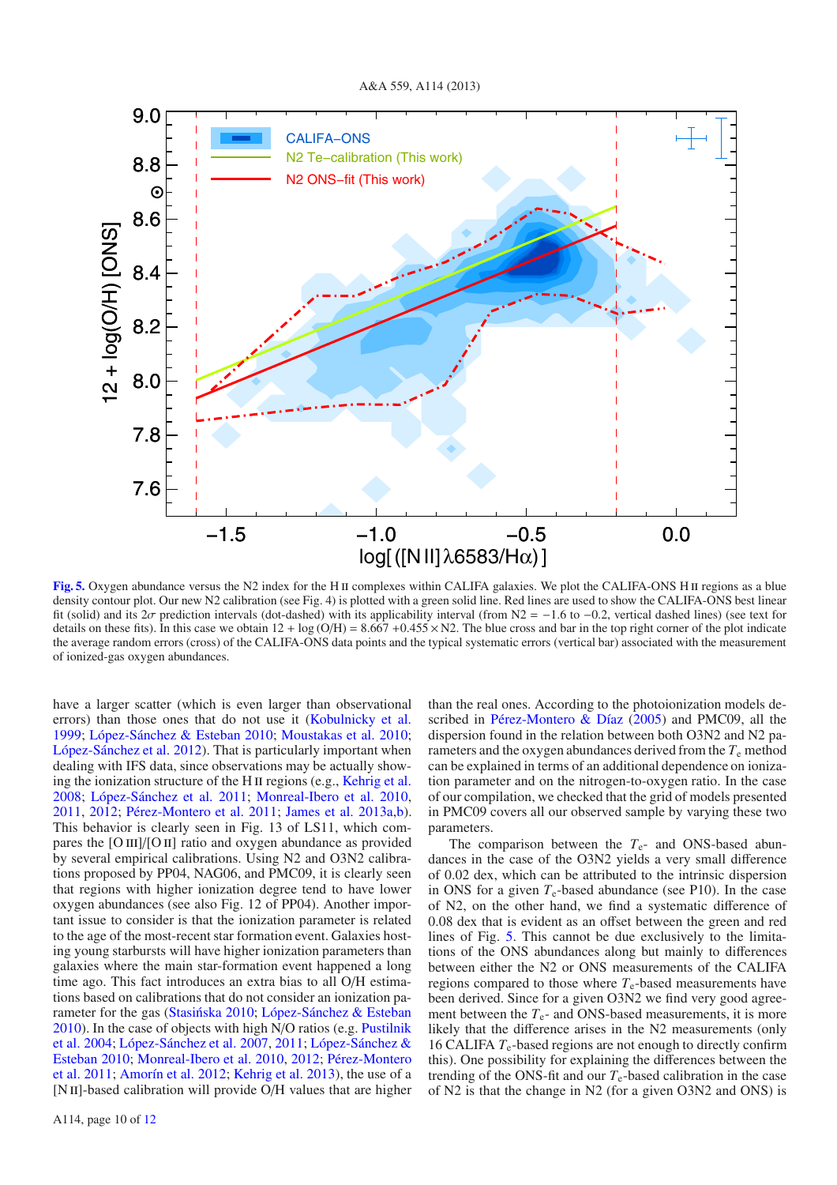**Fig. 5.** Oxygen abundance versus the N2 index for the H II complexes within CALIFA galaxies. We plot the CALIFA-ONS H II regions as a blue density contour plot. Our new N2 calibration (see Fig. 4) is plotted with a green solid line. Red lines are used to show the CALIFA-ONS best linear fit (solid) and its $2\sigma$ prediction intervals (dot-dashed) with its applicability interval (from N2 = −1.6 to −0.2, vertical dashed lines) (see text for details on these fits). In this case we obtain 12 + log (O/H) = 8.667 +0.455 × N2. The blue cross and bar in the top right corner of the plot indicate the average random errors (cross) of the CALIFA-ONS data points and the typical systematic errors (vertical bar) associated with the measurement of ionized-gas oxygen abundances.

have a larger scatter (which is even larger than observational errors) than those ones that do not use it (Kobulnicky et al. 1999; López-Sánchez & Esteban 2010; Moustakas et al. 2010; López-Sánchez et al. 2012). That is particularly important when dealing with IFS data, since observations may be actually showing the ionization structure of the H II regions (e.g., Kehrig et al. 2008; López-Sánchez et al. 2011; Monreal-Ibero et al. 2010, 2011, 2012; Pérez-Montero et al. 2011; James et al. 2013a,b). This behavior is clearly seen in Fig. 13 of LS11, which compares the [O III]/[O II] ratio and oxygen abundance as provided by several empirical calibrations. Using N2 and O3N2 calibrations proposed by PP04, NAG06, and PMC09, it is clearly seen that regions with higher ionization degree tend to have lower oxygen abundances (see also Fig. 12 of PP04). Another important issue to consider is that the ionization parameter is related to the age of the most-recent star formation event. Galaxies hosting young starbursts will have higher ionization parameters than galaxies where the main star-formation event happened a long time ago. This fact introduces an extra bias to all O/H estimations based on calibrations that do not consider an ionization parameter for the gas (Stasińska 2010; López-Sánchez & Esteban 2010). In the case of objects with high N/O ratios (e.g. Pustilnik et al. 2004; López-Sánchez et al. 2007, 2011; López-Sánchez & Esteban 2010; Monreal-Ibero et al. 2010, 2012; Pérez-Montero et al. 2011; Amorín et al. 2012; Kehrig et al. 2013), the use of a [N II]-based calibration will provide O/H values that are higher than the real ones. According to the photoionization models described in Pérez-Montero & Díaz (2005) and PMC09, all the dispersion found in the relation between both O3N2 and N2 parameters and the oxygen abundances derived from the $T_e$ method can be explained in terms of an additional dependence on ionization parameter and on the nitrogen-to-oxygen ratio. In the case of our compilation, we checked that the grid of models presented in PMC09 covers all our observed sample by varying these two parameters.

The comparison between the $T_e$- and ONS-based abundances in the case of the O3N2 yields a very small difference of 0.02 dex, which can be attributed to the intrinsic dispersion in ONS for a given $T_e$-based abundance (see P10). In the case of N2, on the other hand, we find a systematic difference of 0.08 dex that is evident as an offset between the green and red lines of Fig. 5. This cannot be due exclusively to the limitations of the ONS abundances along but mainly to differences between either the N2 or ONS measurements of the CALIFA regions compared to those where $T_e$-based measurements have been derived. Since for a given O3N2 we find very good agreement between the $T_e$- and ONS-based measurements, it is more likely that the difference arises in the N2 measurements (only 16 CALIFA $T_e$-based regions are not enough to directly confirm this). One possibility for explaining the differences between the trending of the ONS-fit and our $T_e$-based calibration in the case of N2 is that the change in N2 (for a given O3N2 and ONS) is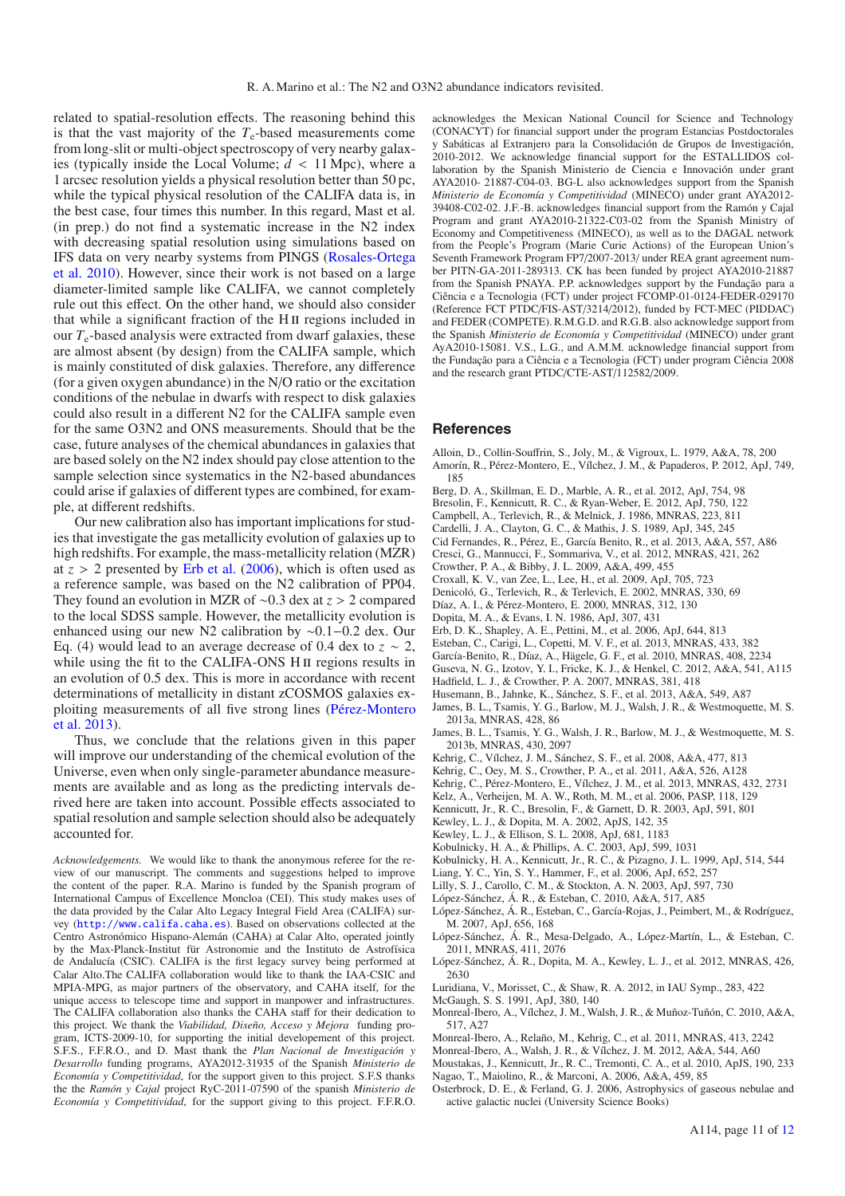related to spatial-resolution effects. The reasoning behind this is that the vast majority of the $T_e$-based measurements come from long-slit or multi-object spectroscopy of very nearby galaxies (typically inside the Local Volume; $d < 11$ Mpc), where a 1 arcsec resolution yields a physical resolution better than 50 pc, while the typical physical resolution of the CALIFA data is, in the best case, four times this number. In this regard, Mast et al. (in prep.) do not find a systematic increase in the N2 index with decreasing spatial resolution using simulations based on IFS data on very nearby systems from PINGS (Rosales-Ortega et al. 2010). However, since their work is not based on a large diameter-limited sample like CALIFA, we cannot completely rule out this effect. On the other hand, we should also consider that while a significant fraction of the H II regions included in our $T_e$-based analysis were extracted from dwarf galaxies, these are almost absent (by design) from the CALIFA sample, which is mainly constituted of disk galaxies. Therefore, any difference (for a given oxygen abundance) in the N/O ratio or the excitation conditions of the nebulae in dwarfs with respect to disk galaxies could also result in a different N2 for the CALIFA sample even for the same O3N2 and ONS measurements. Should that be the case, future analyses of the chemical abundances in galaxies that are based solely on the N2 index should pay close attention to the sample selection since systematics in the N2-based abundances could arise if galaxies of different types are combined, for example, at different redshifts.

Our new calibration also has important implications for studies that investigate the gas metallicity evolution of galaxies up to high redshifts. For example, the mass-metallicity relation (MZR) at $z > 2$ presented by Erb et al. (2006), which is often used as a reference sample, was based on the N2 calibration of PP04. They found an evolution in MZR of ∼0.3 dex at $z > 2$ compared to the local SDSS sample. However, the metallicity evolution is enhanced using our new N2 calibration by ∼0.1−0.2 dex. Our Eq. (4) would lead to an average decrease of 0.4 dex to $z \sim 2$, while using the fit to the CALIFA-ONS H II regions results in an evolution of 0.5 dex. This is more in accordance with recent determinations of metallicity in distant zCOSMOS galaxies exploiting measurements of all five strong lines (Pérez-Montero et al. 2013).

Thus, we conclude that the relations given in this paper will improve our understanding of the chemical evolution of the Universe, even when only single-parameter abundance measurements are available and as long as the predicting intervals derived here are taken into account. Possible effects associated to spatial resolution and sample selection should also be adequately accounted for.

*Acknowledgements.* We would like to thank the anonymous referee for the review of our manuscript. The comments and suggestions helped to improve the content of the paper. R.A. Marino is funded by the Spanish program of International Campus of Excellence Moncloa (CEI). This study makes uses of the data provided by the Calar Alto Legacy Integral Field Area (CALIFA) survey (http://www.califa.caha.es). Based on observations collected at the Centro Astronómico Hispano-Alemán (CAHA) at Calar Alto, operated jointly by the Max-Planck-Institut für Astronomie and the Instituto de Astrofísica de Andalucía (CSIC). CALIFA is the first legacy survey being performed at Calar Alto.The CALIFA collaboration would like to thank the IAA-CSIC and MPIA-MPG, as major partners of the observatory, and CAHA itself, for the unique access to telescope time and support in manpower and infrastructures. The CALIFA collaboration also thanks the CAHA staff for their dedication to this project. We thank the *Viabilidad, Diseño, Acceso y Mejora* funding program, ICTS-2009-10, for supporting the initial developement of this project. S.F.S., F.F.R.O., and D. Mast thank the *Plan Nacional de Investigación y Desarrollo* funding programs, AYA2012-31935 of the Spanish *Ministerio de Economía y Competitividad*, for the support given to this project. S.F.S thanks the the *Ramón y Cajal* project RyC-2011-07590 of the spanish *Ministerio de Economía y Competitividad*, for the support giving to this project. F.F.R.O. acknowledges the Mexican National Council for Science and Technology (CONACYT) for financial support under the program Estancias Postdoctorales y Sabáticas al Extranjero para la Consolidación de Grupos de Investigación, 2010-2012. We acknowledge financial support for the ESTALLIDOS collaboration by the Spanish Ministerio de Ciencia e Innovación under grant AYA2010- 21887-C04-03. BG-L also acknowledges support from the Spanish *Ministerio de Economía y Competitividad* (MINECO) under grant AYA2012-39408-C02-02. J.F.-B. acknowledges financial support from the Ramón y Cajal Program and grant AYA2010-21322-C03-02 from the Spanish Ministry of Economy and Competitiveness (MINECO), as well as to the DAGAL network from the People's Program (Marie Curie Actions) of the European Union's Seventh Framework Program FP7/2007-2013/ under REA grant agreement number PITN-GA-2011-289313. CK has been funded by project AYA2010-21887 from the Spanish PNAYA. P.P. acknowledges support by the Fundação para a Ciência e a Tecnologia (FCT) under project FCOMP-01-0124-FEDER-029170 (Reference FCT PTDC/FIS-AST/3214/2012), funded by FCT-MEC (PIDDAC) and FEDER (COMPETE). R.M.G.D. and R.G.B. also acknowledge support from the Spanish *Ministerio de Economía y Competitividad* (MINECO) under grant AyA2010-15081. V.S., L.G., and A.M.M. acknowledge financial support from the Fundação para a Ciência e a Tecnologia (FCT) under program Ciência 2008 and the research grant PTDC/CTE-AST/112582/2009.

## References

Alloin, D., Collin-Souffrin, S., Joly, M., & Vigroux, L. 1979, A&A, 78, 200
Amorín, R., Pérez-Montero, E., Vílchez, J. M., & Papaderos, P. 2012, ApJ, 749, 185
Berg, D. A., Skillman, E. D., Marble, A. R., et al. 2012, ApJ, 754, 98
Bresolin, F., Kennicutt, R. C., & Ryan-Weber, E. 2012, ApJ, 750, 122
Campbell, A., Terlevich, R., & Melnick, J. 1986, MNRAS, 223, 811
Cardelli, J. A., Clayton, G. C., & Mathis, J. S. 1989, ApJ, 345, 245
Cid Fernandes, R., Pérez, E., García Benito, R., et al. 2013, A&A, 557, A86
Cresci, G., Mannucci, F., Sommariva, V., et al. 2012, MNRAS, 421, 262
Crowther, P. A., & Bibby, J. L. 2009, A&A, 499, 455
Croxall, K. V., van Zee, L., Lee, H., et al. 2009, ApJ, 705, 723
Denicoló, G., Terlevich, R., & Terlevich, E. 2002, MNRAS, 330, 69
Díaz, A. I., & Pérez-Montero, E. 2000, MNRAS, 312, 130
Dopita, M. A., & Evans, I. N. 1986, ApJ, 307, 431
Erb, D. K., Shapley, A. E., Pettini, M., et al. 2006, ApJ, 644, 813
Esteban, C., Carigi, L., Copetti, M. V. F., et al. 2013, MNRAS, 433, 382
García-Benito, R., Díaz, A., Hägele, G. F., et al. 2010, MNRAS, 408, 2234
Guseva, N. G., Izotov, Y. I., Fricke, K. J., & Henkel, C. 2012, A&A, 541, A115
Hadfield, L. J., & Crowther, P. A. 2007, MNRAS, 381, 418
Husemann, B., Jahnke, K., Sánchez, S. F., et al. 2013, A&A, 549, A87
James, B. L., Tsamis, Y. G., Barlow, M. J., Walsh, J. R., & Westmoquette, M. S. 2013a, MNRAS, 428, 86
James, B. L., Tsamis, Y. G., Walsh, J. R., Barlow, M. J., & Westmoquette, M. S. 2013b, MNRAS, 430, 2097
Kehrig, C., Vílchez, J. M., Sánchez, S. F., et al. 2008, A&A, 477, 813
Kehrig, C., Oey, M. S., Crowther, P. A., et al. 2011, A&A, 526, A128
Kehrig, C., Pérez-Montero, E., Vílchez, J. M., et al. 2013, MNRAS, 432, 2731
Kelz, A., Verheijen, M. A. W., Roth, M. M., et al. 2006, PASP, 118, 129
Kennicutt, Jr., R. C., Bresolin, F., & Garnett, D. R. 2003, ApJ, 591, 801
Kewley, L. J., & Dopita, M. A. 2002, ApJS, 142, 35
Kewley, L. J., & Ellison, S. L. 2008, ApJ, 681, 1183
Kobulnicky, H. A., & Phillips, A. C. 2003, ApJ, 599, 1031
Kobulnicky, H. A., Kennicutt, Jr., R. C., & Pizagno, J. L. 1999, ApJ, 514, 544
Liang, Y. C., Yin, S. Y., Hammer, F., et al. 2006, ApJ, 652, 257
Lilly, S. J., Carollo, C. M., & Stockton, A. N. 2003, ApJ, 597, 730
López-Sánchez, Á. R., & Esteban, C. 2010, A&A, 517, A85
López-Sánchez, Á. R., Esteban, C., García-Rojas, J., Peimbert, M., & Rodríguez, M. 2007, ApJ, 656, 168
López-Sánchez, Á. R., Mesa-Delgado, A., López-Martín, L., & Esteban, C. 2011, MNRAS, 411, 2076
López-Sánchez, Á. R., Dopita, M. A., Kewley, L. J., et al. 2012, MNRAS, 426, 2630
Luridiana, V., Morisset, C., & Shaw, R. A. 2012, in IAU Symp., 283, 422
McGaugh, S. S. 1991, ApJ, 380, 140
Monreal-Ibero, A., Vílchez, J. M., Walsh, J. R., & Muñoz-Tuñón, C. 2010, A&A, 517, A27
Monreal-Ibero, A., Relaño, M., Kehrig, C., et al. 2011, MNRAS, 413, 2242
Monreal-Ibero, A., Walsh, J. R., & Vílchez, J. M. 2012, A&A, 544, A60
Moustakas, J., Kennicutt, Jr., R. C., Tremonti, C. A., et al. 2010, ApJS, 190, 233
Nagao, T., Maiolino, R., & Marconi, A. 2006, A&A, 459, 85
Osterbrock, D. E., & Ferland, G. J. 2006, Astrophysics of gaseous nebulae and active galactic nuclei (University Science Books)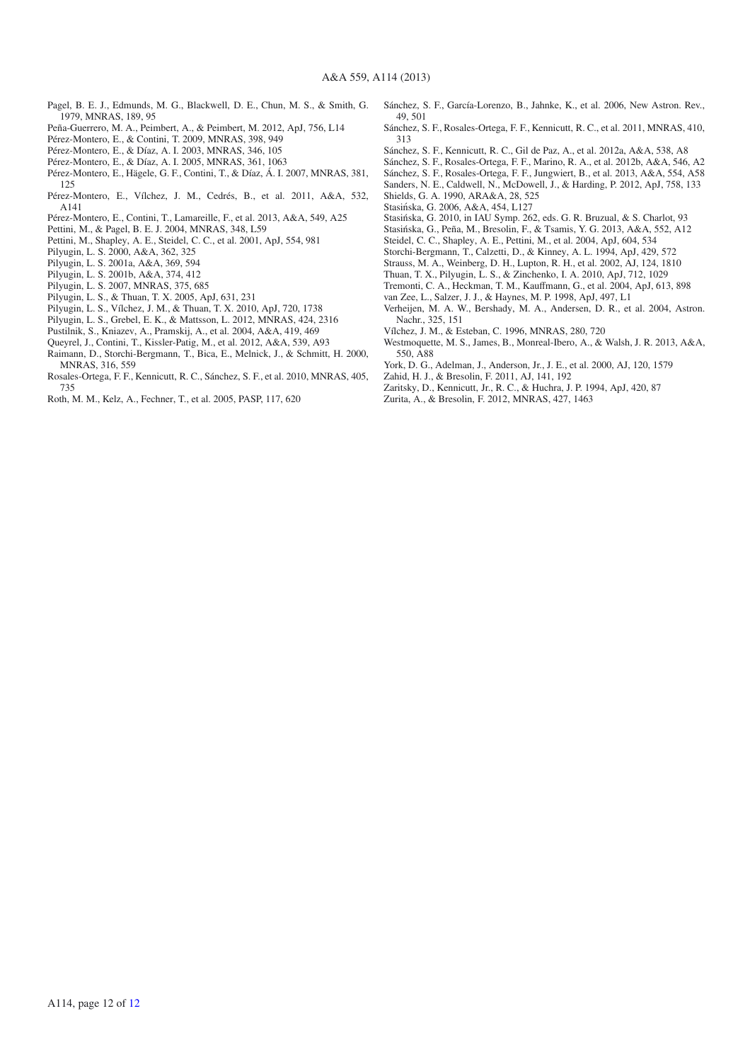Pagel, B. E. J., Edmunds, M. G., Blackwell, D. E., Chun, M. S., & Smith, G. 1979, MNRAS, 189, 95

Peña-Guerrero, M. A., Peimbert, A., & Peimbert, M. 2012, ApJ, 756, L14

Pérez-Montero, E., & Contini, T. 2009, MNRAS, 398, 949

Pérez-Montero, E., & Díaz, A. I. 2003, MNRAS, 346, 105

Pérez-Montero, E., & Díaz, A. I. 2005, MNRAS, 361, 1063

Pérez-Montero, E., Hägele, G. F., Contini, T., & Díaz, Á. I. 2007, MNRAS, 381, 125

Pérez-Montero, E., Vílchez, J. M., Cedrés, B., et al. 2011, A&A, 532, A141

Pérez-Montero, E., Contini, T., Lamareille, F., et al. 2013, A&A, 549, A25

Pettini, M., & Pagel, B. E. J. 2004, MNRAS, 348, L59

Pettini, M., Shapley, A. E., Steidel, C. C., et al. 2001, ApJ, 554, 981

Pilyugin, L. S. 2000, A&A, 362, 325

Pilyugin, L. S. 2001a, A&A, 369, 594

Pilyugin, L. S. 2001b, A&A, 374, 412

Pilyugin, L. S. 2007, MNRAS, 375, 685

Pilyugin, L. S., & Thuan, T. X. 2005, ApJ, 631, 231

Pilyugin, L. S., Vílchez, J. M., & Thuan, T. X. 2010, ApJ, 720, 1738

Pilyugin, L. S., Grebel, E. K., & Mattsson, L. 2012, MNRAS, 424, 2316

Pustilnik, S., Kniazev, A., Pramskij, A., et al. 2004, A&A, 419, 469

Queyrel, J., Contini, T., Kissler-Patig, M., et al. 2012, A&A, 539, A93

Raimann, D., Storchi-Bergmann, T., Bica, E., Melnick, J., & Schmitt, H. 2000, MNRAS, 316, 559

Rosales-Ortega, F. F., Kennicutt, R. C., Sánchez, S. F., et al. 2010, MNRAS, 405, 735

Roth, M. M., Kelz, A., Fechner, T., et al. 2005, PASP, 117, 620

Sánchez, S. F., García-Lorenzo, B., Jahnke, K., et al. 2006, New Astron. Rev., 49, 501

Sánchez, S. F., Rosales-Ortega, F. F., Kennicutt, R. C., et al. 2011, MNRAS, 410, 313

Sánchez, S. F., Kennicutt, R. C., Gil de Paz, A., et al. 2012a, A&A, 538, A8

Sánchez, S. F., Rosales-Ortega, F. F., Marino, R. A., et al. 2012b, A&A, 546, A2

Sánchez, S. F., Rosales-Ortega, F. F., Jungwiert, B., et al. 2013, A&A, 554, A58

Sanders, N. E., Caldwell, N., McDowell, J., & Harding, P. 2012, ApJ, 758, 133

Shields, G. A. 1990, ARA&A, 28, 525

Stasińska, G. 2006, A&A, 454, L127

Stasińska, G. 2010, in IAU Symp. 262, eds. G. R. Bruzual, & S. Charlot, 93

Stasińska, G., Peña, M., Bresolin, F., & Tsamis, Y. G. 2013, A&A, 552, A12

Steidel, C. C., Shapley, A. E., Pettini, M., et al. 2004, ApJ, 604, 534

Storchi-Bergmann, T., Calzetti, D., & Kinney, A. L. 1994, ApJ, 429, 572

Strauss, M. A., Weinberg, D. H., Lupton, R. H., et al. 2002, AJ, 124, 1810

Thuan, T. X., Pilyugin, L. S., & Zinchenko, I. A. 2010, ApJ, 712, 1029

Tremonti, C. A., Heckman, T. M., Kauffmann, G., et al. 2004, ApJ, 613, 898

van Zee, L., Salzer, J. J., & Haynes, M. P. 1998, ApJ, 497, L1

Verheijen, M. A. W., Bershady, M. A., Andersen, D. R., et al. 2004, Astron. Nachr., 325, 151

Vílchez, J. M., & Esteban, C. 1996, MNRAS, 280, 720

Westmoquette, M. S., James, B., Monreal-Ibero, A., & Walsh, J. R. 2013, A&A, 550, A88

York, D. G., Adelman, J., Anderson, Jr., J. E., et al. 2000, AJ, 120, 1579

Zahid, H. J., & Bresolin, F. 2011, AJ, 141, 192

Zaritsky, D., Kennicutt, Jr., R. C., & Huchra, J. P. 1994, ApJ, 420, 87

Zurita, A., & Bresolin, F. 2012, MNRAS, 427, 1463